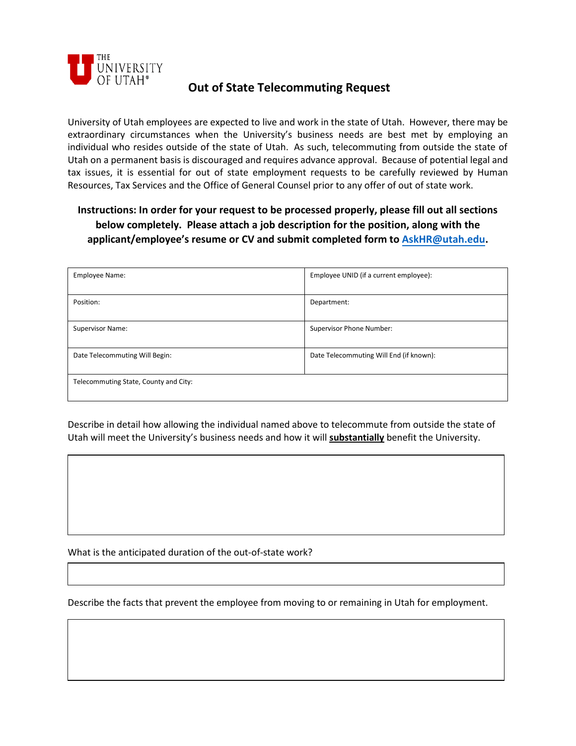THE UNIVERSITY OF UTAH

# Out of State Telecommuting Request

University of Utah employees are expected to live and work in the state of Utah. However, there may be extraordinary circumstances when the University's business needs are best met by employing an individual who resides outside of the state of Utah. As such, telecommuting from outside the state of Utah on a permanent basis is discouraged and requires advance approval. Because of potential legal and tax issues, it is essential for out of state employment requests to be carefully reviewed by Human Resources, Tax Services and the Office of General Counsel prior to any offer of out of state work.

**Instructions: In order for your request to be processed properly, please fill out all sections below completely. Please attach a job description for the position, along with the applicant/employee's resume or CV and submit completed form to AskHR@utah.edu.**

| Employee Name: | Employee UNID (if a current employee): |
|---|---|
| Position: | Department: |
| Supervisor Name: | Supervisor Phone Number: |
| Date Telecommuting Will Begin: | Date Telecommuting Will End (if known): |
| Telecommuting State, County and City: | |

Describe in detail how allowing the individual named above to telecommute from outside the state of Utah will meet the University's business needs and how it will **substantially** benefit the University.

What is the anticipated duration of the out-of-state work?

Describe the facts that prevent the employee from moving to or remaining in Utah for employment.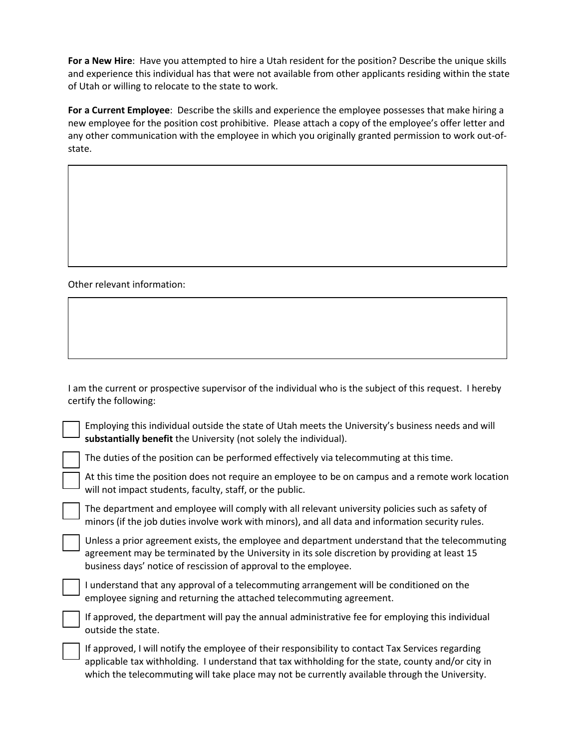**For a New Hire**: Have you attempted to hire a Utah resident for the position? Describe the unique skills and experience this individual has that were not available from other applicants residing within the state of Utah or willing to relocate to the state to work.

**For a Current Employee**: Describe the skills and experience the employee possesses that make hiring a new employee for the position cost prohibitive. Please attach a copy of the employee's offer letter and any other communication with the employee in which you originally granted permission to work out-of-state.

Other relevant information:

I am the current or prospective supervisor of the individual who is the subject of this request. I hereby certify the following:

- [ ] Employing this individual outside the state of Utah meets the University's business needs and will **substantially benefit** the University (not solely the individual).
- [ ] The duties of the position can be performed effectively via telecommuting at this time.
- [ ] At this time the position does not require an employee to be on campus and a remote work location will not impact students, faculty, staff, or the public.
- [ ] The department and employee will comply with all relevant university policies such as safety of minors (if the job duties involve work with minors), and all data and information security rules.
- [ ] Unless a prior agreement exists, the employee and department understand that the telecommuting agreement may be terminated by the University in its sole discretion by providing at least 15 business days' notice of rescission of approval to the employee.
- [ ] I understand that any approval of a telecommuting arrangement will be conditioned on the employee signing and returning the attached telecommuting agreement.
- [ ] If approved, the department will pay the annual administrative fee for employing this individual outside the state.
- [ ] If approved, I will notify the employee of their responsibility to contact Tax Services regarding applicable tax withholding. I understand that tax withholding for the state, county and/or city in which the telecommuting will take place may not be currently available through the University.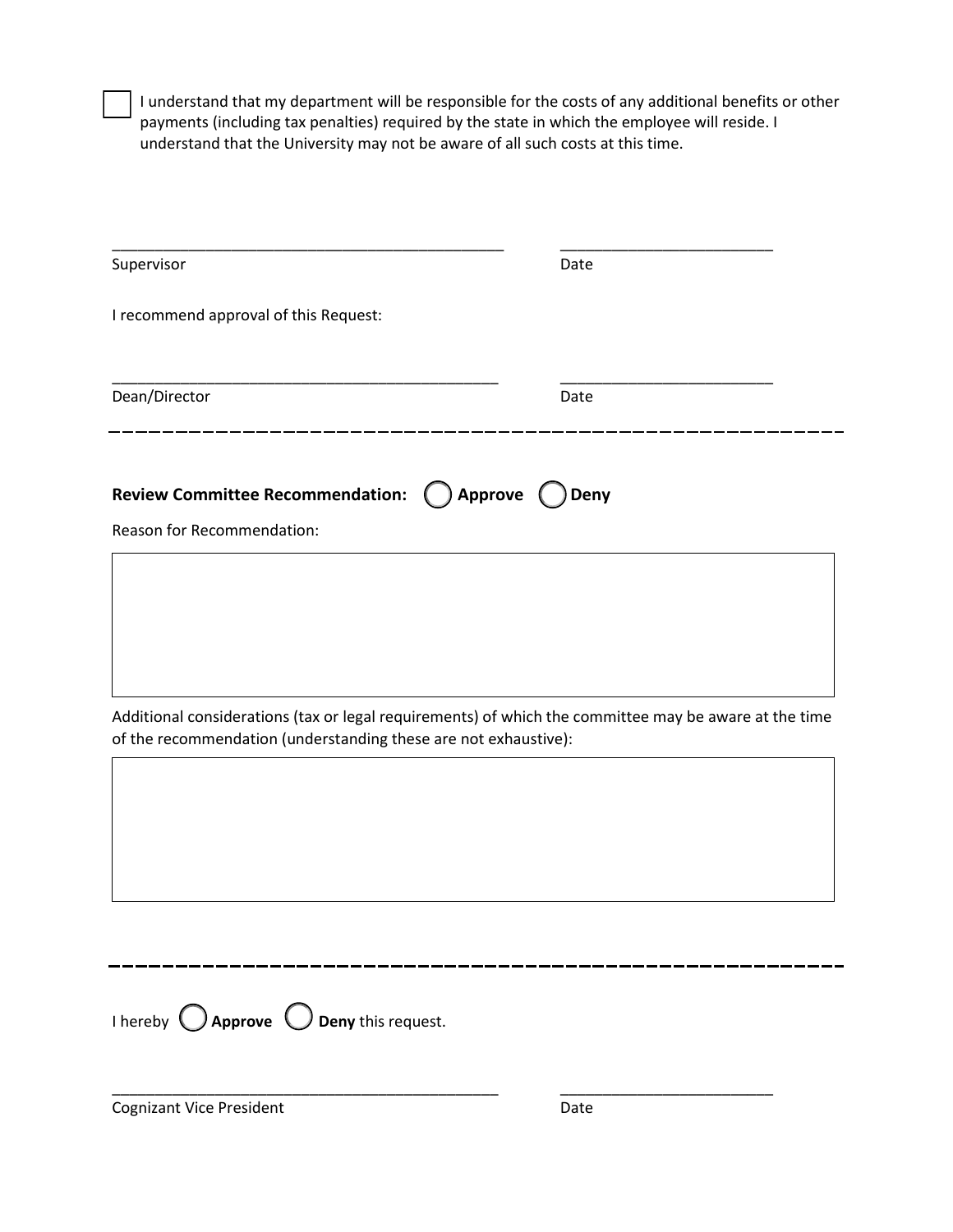☐ I understand that my department will be responsible for the costs of any additional benefits or other payments (including tax penalties) required by the state in which the employee will reside. I understand that the University may not be aware of all such costs at this time.

_______________________________________________ _________________________

Supervisor Date

I recommend approval of this Request:

_______________________________________________ _________________________

Dean/Director Date

---

**Review Committee Recommendation:** ◯ **Approve** ◯ **Deny**

Reason for Recommendation:

| |
|---|
| |

Additional considerations (tax or legal requirements) of which the committee may be aware at the time of the recommendation (understanding these are not exhaustive):

| |
|---|
| |

---

I hereby ◯ **Approve** ◯ **Deny** this request.

_______________________________________________ _________________________

Cognizant Vice President Date